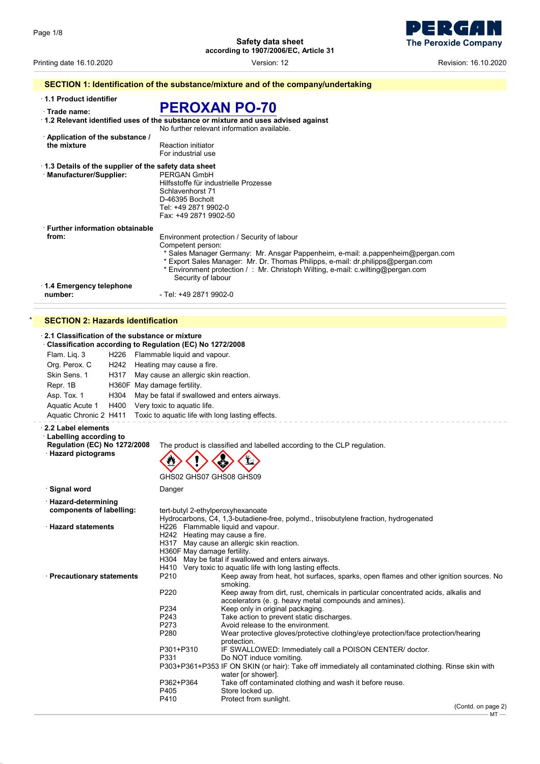Safety data sheet
according to 1907/2006/EC, Article 31

Printing date 16.10.2020 Version: 12 Revision: 16.10.2020

## SECTION 1: Identification of the substance/mixture and of the company/undertaking

· **1.1 Product identifier**

· **Trade name:** **PEROXAN PO-70**

· **1.2 Relevant identified uses of the substance or mixture and uses advised against**
No further relevant information available.

· **Application of the substance / the mixture**
Reaction initiator
For industrial use

· **1.3 Details of the supplier of the safety data sheet**

· **Manufacturer/Supplier:**
PERGAN GmbH
Hilfsstoffe für industrielle Prozesse
Schlavenhorst 71
D-46395 Bocholt
Tel: +49 2871 9902-0
Fax: +49 2871 9902-50

· **Further information obtainable from:**
Environment protection / Security of labour
Competent person:
* Sales Manager Germany: Mr. Ansgar Pappenheim, e-mail: a.pappenheim@pergan.com
* Export Sales Manager: Mr. Dr. Thomas Philipps, e-mail: dr.philipps@pergan.com
* Environment protection / : Mr. Christoph Wilting, e-mail: c.wilting@pergan.com
Security of labour

· **1.4 Emergency telephone number:**
- Tel: +49 2871 9902-0

## * SECTION 2: Hazards identification

· **2.1 Classification of the substance or mixture**

· **Classification according to Regulation (EC) No 1272/2008**

| | | |
|---|---|---|
| Flam. Liq. 3 | H226 | Flammable liquid and vapour. |
| Org. Perox. C | H242 | Heating may cause a fire. |
| Skin Sens. 1 | H317 | May cause an allergic skin reaction. |
| Repr. 1B | H360F | May damage fertility. |
| Asp. Tox. 1 | H304 | May be fatal if swallowed and enters airways. |
| Aquatic Acute 1 | H400 | Very toxic to aquatic life. |
| Aquatic Chronic 2 | H411 | Toxic to aquatic life with long lasting effects. |

· **2.2 Label elements**

· **Labelling according to Regulation (EC) No 1272/2008**
The product is classified and labelled according to the CLP regulation.

· **Hazard pictograms**
GHS02 GHS07 GHS08 GHS09

· **Signal word**
Danger

· **Hazard-determining components of labelling:**
tert-butyl 2-ethylperoxyhexanoate
Hydrocarbons, C4, 1,3-butadiene-free, polymd., triisobutylene fraction, hydrogenated

· **Hazard statements**
H226 Flammable liquid and vapour.
H242 Heating may cause a fire.
H317 May cause an allergic skin reaction.
H360F May damage fertility.
H304 May be fatal if swallowed and enters airways.
H410 Very toxic to aquatic life with long lasting effects.

· **Precautionary statements**

| | |
|---|---|
| P210 | Keep away from heat, hot surfaces, sparks, open flames and other ignition sources. No smoking. |
| P220 | Keep away from dirt, rust, chemicals in particular concentrated acids, alkalis and accelerators (e. g. heavy metal compounds and amines). |
| P234 | Keep only in original packaging. |
| P243 | Take action to prevent static discharges. |
| P273 | Avoid release to the environment. |
| P280 | Wear protective gloves/protective clothing/eye protection/face protection/hearing protection. |
| P301+P310 | IF SWALLOWED: Immediately call a POISON CENTER/ doctor. |
| P331 | Do NOT induce vomiting. |
| P303+P361+P353 | IF ON SKIN (or hair): Take off immediately all contaminated clothing. Rinse skin with water [or shower]. |
| P362+P364 | Take off contaminated clothing and wash it before reuse. |
| P405 | Store locked up. |
| P410 | Protect from sunlight. |

(Contd. on page 2)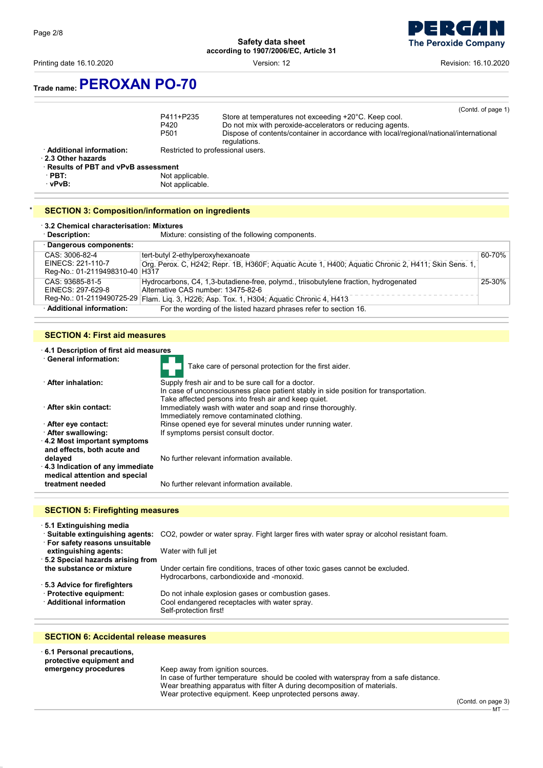Trade name: **PEROXAN PO-70**

(Contd. of page 1)

| | |
|---|---|
| P411+P235 | Store at temperatures not exceeding +20°C. Keep cool. |
| P420 | Do not mix with peroxide-accelerators or reducing agents. |
| P501 | Dispose of contents/container in accordance with local/regional/national/international regulations. |

· **Additional information:** Restricted to professional users.

· **2.3 Other hazards**

· **Results of PBT and vPvB assessment**

· **PBT:** Not applicable.

· **vPvB:** Not applicable.

## * SECTION 3: Composition/information on ingredients

· **3.2 Chemical characterisation: Mixtures**

· **Description:** Mixture: consisting of the following components.

· **Dangerous components:**

| Identifiers | Component / Classification | Concentration |
|---|---|---|
| CAS: 3006-82-4<br>EINECS: 221-110-7<br>Reg-No.: 01-2119498310-40 | tert-butyl 2-ethylperoxyhexanoate<br>Org. Perox. C, H242; Repr. 1B, H360F; Aquatic Acute 1, H400; Aquatic Chronic 2, H411; Skin Sens. 1, H317 | 60-70% |
| CAS: 93685-81-5<br>EINECS: 297-629-8<br>Reg-No.: 01-2119490725-29 | Hydrocarbons, C4, 1,3-butadiene-free, polymd., triisobutylene fraction, hydrogenated<br>Alternative CAS number: 13475-82-6<br>Flam. Liq. 3, H226; Asp. Tox. 1, H304; Aquatic Chronic 4, H413 | 25-30% |

· **Additional information:** For the wording of the listed hazard phrases refer to section 16.

## SECTION 4: First aid measures

· **4.1 Description of first aid measures**

· **General information:** Take care of personal protection for the first aider.

· **After inhalation:** Supply fresh air and to be sure call for a doctor.
In case of unconsciousness place patient stably in side position for transportation.
Take affected persons into fresh air and keep quiet.

· **After skin contact:** Immediately wash with water and soap and rinse thoroughly.
Immediately remove contaminated clothing.

· **After eye contact:** Rinse opened eye for several minutes under running water.

· **After swallowing:** If symptoms persist consult doctor.

· **4.2 Most important symptoms and effects, both acute and delayed** No further relevant information available.

· **4.3 Indication of any immediate medical attention and special treatment needed** No further relevant information available.

## SECTION 5: Firefighting measures

· **5.1 Extinguishing media**

· **Suitable extinguishing agents:** $CO_2$, powder or water spray. Fight larger fires with water spray or alcohol resistant foam.

· **For safety reasons unsuitable extinguishing agents:** Water with full jet

· **5.2 Special hazards arising from the substance or mixture** Under certain fire conditions, traces of other toxic gases cannot be excluded.
Hydrocarbons, carbondioxide and -monoxid.

· **5.3 Advice for firefighters**

· **Protective equipment:** Do not inhale explosion gases or combustion gases.

· **Additional information** Cool endangered receptacles with water spray.
Self-protection first!

## SECTION 6: Accidental release measures

· **6.1 Personal precautions, protective equipment and emergency procedures** Keep away from ignition sources.
In case of further temperature should be cooled with waterspray from a safe distance.
Wear breathing apparatus with filter A during decomposition of materials.
Wear protective equipment. Keep unprotected persons away.

(Contd. on page 3)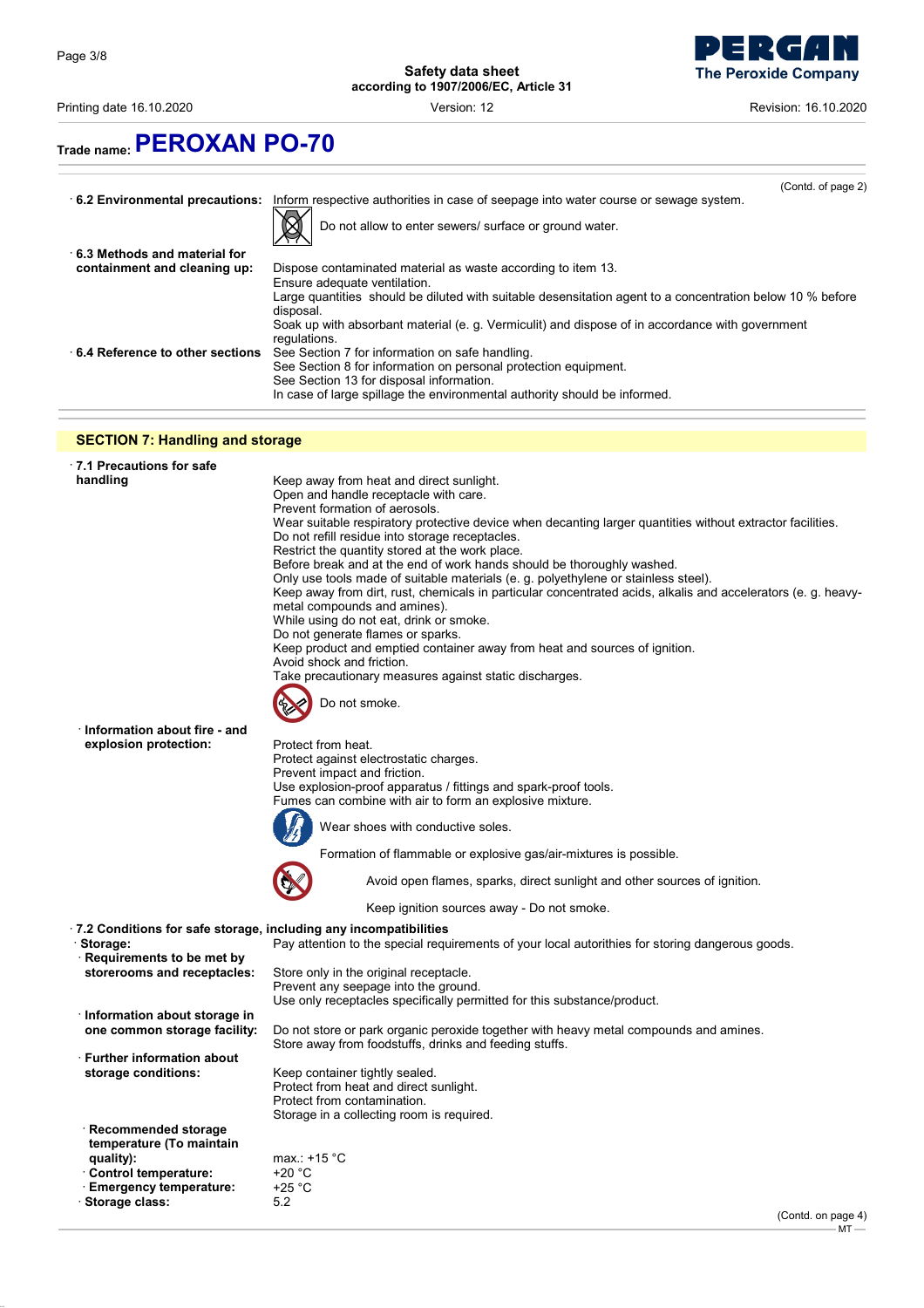**Trade name: PEROXAN PO-70**

(Contd. of page 2)

**· 6.2 Environmental precautions:** Inform respective authorities in case of seepage into water course or sewage system.

Do not allow to enter sewers/ surface or ground water.

**· 6.3 Methods and material for containment and cleaning up:**
Dispose contaminated material as waste according to item 13.
Ensure adequate ventilation.
Large quantities should be diluted with suitable desensitation agent to a concentration below 10 % before disposal.
Soak up with absorbant material (e. g. Vermiculit) and dispose of in accordance with government regulations.

**· 6.4 Reference to other sections**
See Section 7 for information on safe handling.
See Section 8 for information on personal protection equipment.
See Section 13 for disposal information.
In case of large spillage the environmental authority should be informed.

## SECTION 7: Handling and storage

**· 7.1 Precautions for safe handling**
Keep away from heat and direct sunlight.
Open and handle receptacle with care.
Prevent formation of aerosols.
Wear suitable respiratory protective device when decanting larger quantities without extractor facilities.
Do not refill residue into storage receptacles.
Restrict the quantity stored at the work place.
Before break and at the end of work hands should be thoroughly washed.
Only use tools made of suitable materials (e. g. polyethylene or stainless steel).
Keep away from dirt, rust, chemicals in particular concentrated acids, alkalis and accelerators (e. g. heavy-metal compounds and amines).
While using do not eat, drink or smoke.
Do not generate flames or sparks.
Keep product and emptied container away from heat and sources of ignition.
Avoid shock and friction.
Take precautionary measures against static discharges.

Do not smoke.

**· Information about fire - and explosion protection:**
Protect from heat.
Protect against electrostatic charges.
Prevent impact and friction.
Use explosion-proof apparatus / fittings and spark-proof tools.
Fumes can combine with air to form an explosive mixture.

Wear shoes with conductive soles.

Formation of flammable or explosive gas/air-mixtures is possible.

Avoid open flames, sparks, direct sunlight and other sources of ignition.

Keep ignition sources away - Do not smoke.

**· 7.2 Conditions for safe storage, including any incompatibilities**

**· Storage:** Pay attention to the special requirements of your local autorithies for storing dangerous goods.

**· Requirements to be met by storerooms and receptacles:**
Store only in the original receptacle.
Prevent any seepage into the ground.
Use only receptacles specifically permitted for this substance/product.

**· Information about storage in one common storage facility:**
Do not store or park organic peroxide together with heavy metal compounds and amines.
Store away from foodstuffs, drinks and feeding stuffs.

**· Further information about storage conditions:**
Keep container tightly sealed.
Protect from heat and direct sunlight.
Protect from contamination.
Storage in a collecting room is required.

**· Recommended storage temperature (To maintain quality):** max.: +15 °C

**· Control temperature:** +20 °C

**· Emergency temperature:** +25 °C

**· Storage class:** 5.2

(Contd. on page 4)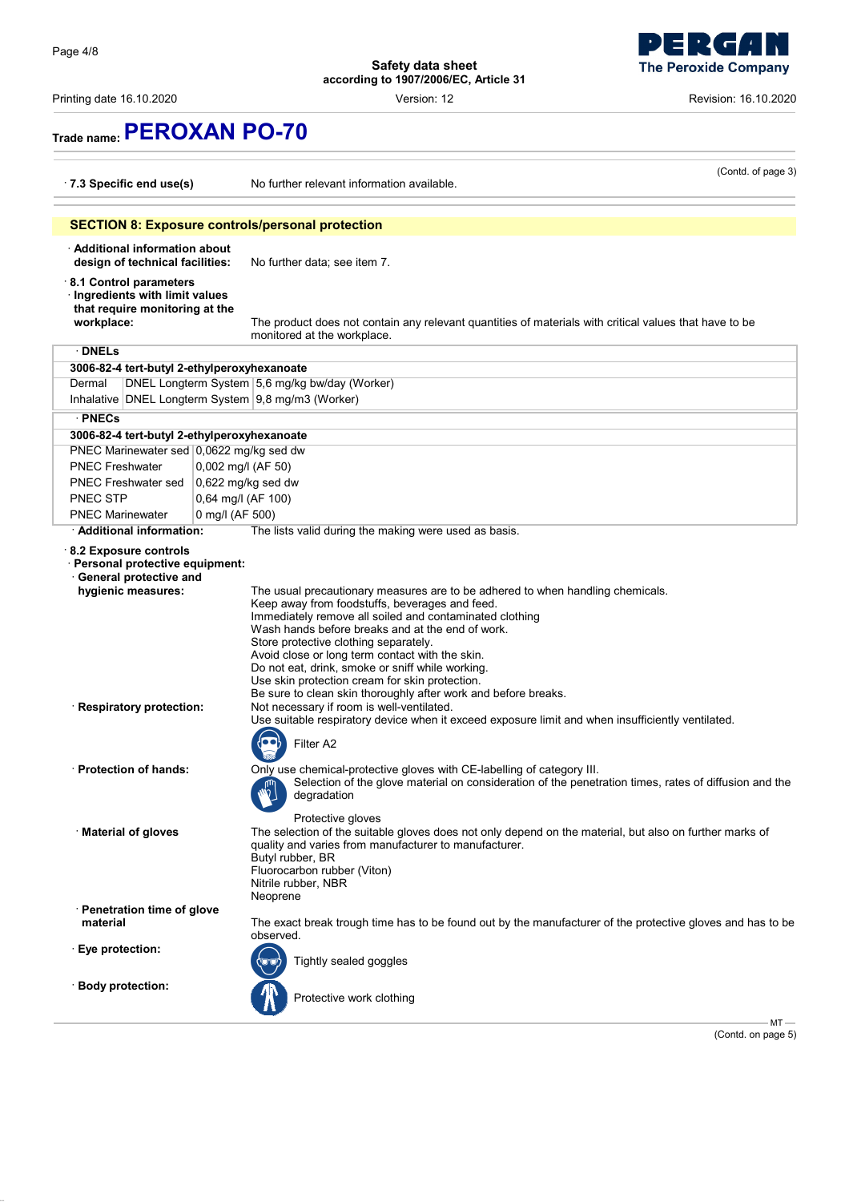**Trade name: PEROXAN PO-70**

(Contd. of page 3)

· **7.3 Specific end use(s)** No further relevant information available.

## SECTION 8: Exposure controls/personal protection

· **Additional information about design of technical facilities:** No further data; see item 7.

· **8.1 Control parameters**
· **Ingredients with limit values that require monitoring at the workplace:** The product does not contain any relevant quantities of materials with critical values that have to be monitored at the workplace.

· **DNELs**

| 3006-82-4 tert-butyl 2-ethylperoxyhexanoate | | |
|---|---|---|
| Dermal | DNEL Longterm System | 5,6 mg/kg bw/day (Worker) |
| Inhalative | DNEL Longterm System | 9,8 mg/m3 (Worker) |

· **PNECs**

| 3006-82-4 tert-butyl 2-ethylperoxyhexanoate | |
|---|---|
| PNEC Marinewater sed | 0,0622 mg/kg sed dw |
| PNEC Freshwater | 0,002 mg/l (AF 50) |
| PNEC Freshwater sed | 0,622 mg/kg sed dw |
| PNEC STP | 0,64 mg/l (AF 100) |
| PNEC Marinewater | 0 mg/l (AF 500) |

· **Additional information:** The lists valid during the making were used as basis.

· **8.2 Exposure controls**
· **Personal protective equipment:**
· **General protective and hygienic measures:**
The usual precautionary measures are to be adhered to when handling chemicals.
Keep away from foodstuffs, beverages and feed.
Immediately remove all soiled and contaminated clothing
Wash hands before breaks and at the end of work.
Store protective clothing separately.
Avoid close or long term contact with the skin.
Do not eat, drink, smoke or sniff while working.
Use skin protection cream for skin protection.
Be sure to clean skin thoroughly after work and before breaks.

· **Respiratory protection:** Not necessary if room is well-ventilated.
Use suitable respiratory device when it exceed exposure limit and when insufficiently ventilated.
Filter A2

· **Protection of hands:** Only use chemical-protective gloves with CE-labelling of category III.
Selection of the glove material on consideration of the penetration times, rates of diffusion and the degradation
Protective gloves

· **Material of gloves** The selection of the suitable gloves does not only depend on the material, but also on further marks of quality and varies from manufacturer to manufacturer.
Butyl rubber, BR
Fluorocarbon rubber (Viton)
Nitrile rubber, NBR
Neoprene

· **Penetration time of glove material** The exact break trough time has to be found out by the manufacturer of the protective gloves and has to be observed.

· **Eye protection:** Tightly sealed goggles

· **Body protection:** Protective work clothing

(Contd. on page 5)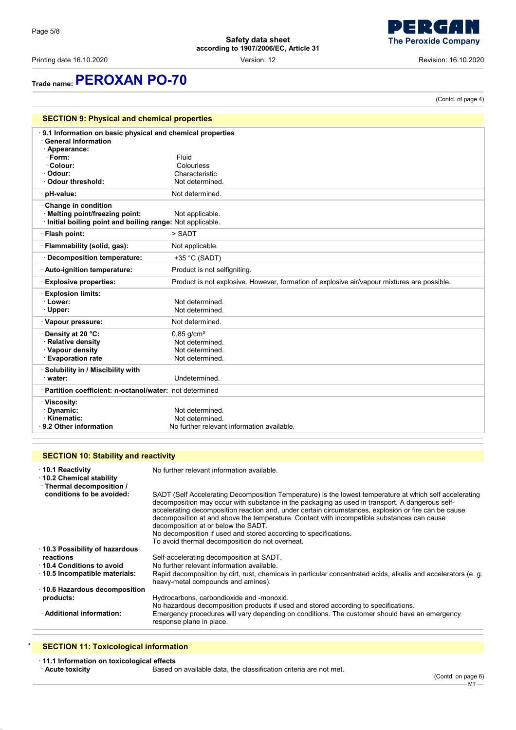Trade name: **PEROXAN PO-70**

(Contd. of page 4)

## SECTION 9: Physical and chemical properties

| | |
|---|---|
| **9.1 Information on basic physical and chemical properties** | |
| **General Information** | |
| **Appearance:** | |
| **Form:** | Fluid |
| **Colour:** | Colourless |
| **Odour:** | Characteristic |
| **Odour threshold:** | Not determined. |
| **pH-value:** | Not determined. |
| **Change in condition** | |
| **Melting point/freezing point:** | Not applicable. |
| **Initial boiling point and boiling range:** | Not applicable. |
| **Flash point:** | > SADT |
| **Flammability (solid, gas):** | Not applicable. |
| **Decomposition temperature:** | +35 °C (SADT) |
| **Auto-ignition temperature:** | Product is not selfigniting. |
| **Explosive properties:** | Product is not explosive. However, formation of explosive air/vapour mixtures are possible. |
| **Explosion limits:** | |
| **Lower:** | Not determined. |
| **Upper:** | Not determined. |
| **Vapour pressure:** | Not determined. |
| **Density at 20 °C:** | 0,85 g/cm³ |
| **Relative density** | Not determined. |
| **Vapour density** | Not determined. |
| **Evaporation rate** | Not determined. |
| **Solubility in / Miscibility with** | |
| **water:** | Undetermined. |
| **Partition coefficient: n-octanol/water:** | not determined |
| **Viscosity:** | |
| **Dynamic:** | Not determined. |
| **Kinematic:** | Not determined. |
| **9.2 Other information** | No further relevant information available. |

## SECTION 10: Stability and reactivity

| | |
|---|---|
| **10.1 Reactivity** | No further relevant information available. |
| **10.2 Chemical stability** | |
| **Thermal decomposition / conditions to be avoided:** | SADT (Self Accelerating Decomposition Temperature) is the lowest temperature at which self accelerating decomposition may occur with substance in the packaging as used in transport. A dangerous self-accelerating decomposition reaction and, under certain circumstances, explosion or fire can be cause decomposition at and above the temperature. Contact with incompatible substances can cause decomposition at or below the SADT.<br>No decomposition if used and stored according to specifications.<br>To avoid thermal decomposition do not overheat. |
| **10.3 Possibility of hazardous reactions** | Self-accelerating decomposition at SADT. |
| **10.4 Conditions to avoid** | No further relevant information available. |
| **10.5 Incompatible materials:** | Rapid decomposition by dirt, rust, chemicals in particular concentrated acids, alkalis and accelerators (e. g. heavy-metal compounds and amines). |
| **10.6 Hazardous decomposition products:** | Hydrocarbons, carbondioxide and -monoxid.<br>No hazardous decomposition products if used and stored according to specifications. |
| **Additional information:** | Emergency procedures will vary depending on conditions. The customer should have an emergency response plane in place. |

## * SECTION 11: Toxicological information

**11.1 Information on toxicological effects**

**Acute toxicity** — Based on available data, the classification criteria are not met.

(Contd. on page 6)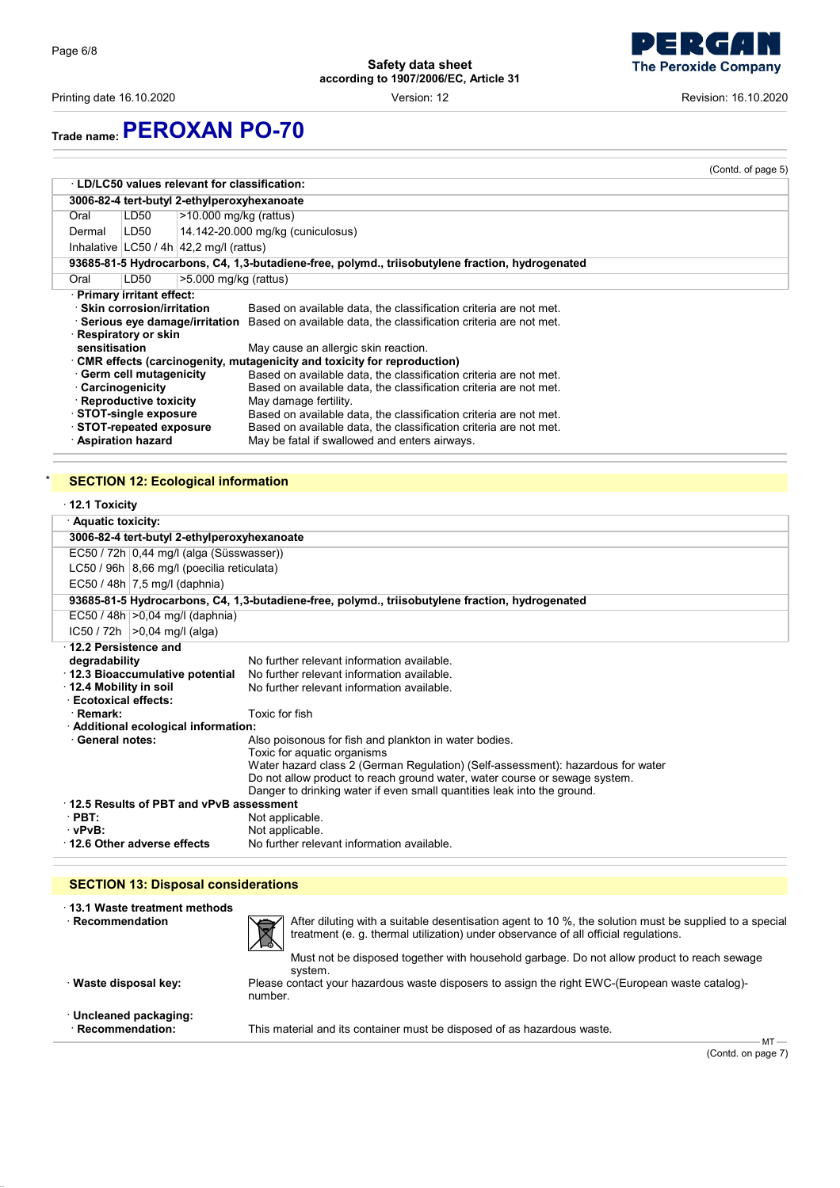## Trade name: PEROXAN PO-70

(Contd. of page 5)

· **LD/LC50 values relevant for classification:**

| | | |
|---|---|---|
| **3006-82-4 tert-butyl 2-ethylperoxyhexanoate** | | |
| Oral | LD50 | >10.000 mg/kg (rattus) |
| Dermal | LD50 | 14.142-20.000 mg/kg (cuniculosus) |
| Inhalative | LC50 / 4h | 42,2 mg/l (rattus) |
| **93685-81-5 Hydrocarbons, C4, 1,3-butadiene-free, polymd., triisobutylene fraction, hydrogenated** | | |
| Oral | LD50 | >5.000 mg/kg (rattus) |

· **Primary irritant effect:**
· **Skin corrosion/irritation** Based on available data, the classification criteria are not met.
· **Serious eye damage/irritation** Based on available data, the classification criteria are not met.
· **Respiratory or skin sensitisation** May cause an allergic skin reaction.
· **CMR effects (carcinogenity, mutagenicity and toxicity for reproduction)**
· **Germ cell mutagenicity** Based on available data, the classification criteria are not met.
· **Carcinogenicity** Based on available data, the classification criteria are not met.
· **Reproductive toxicity** May damage fertility.
· **STOT-single exposure** Based on available data, the classification criteria are not met.
· **STOT-repeated exposure** Based on available data, the classification criteria are not met.
· **Aspiration hazard** May be fatal if swallowed and enters airways.

## * SECTION 12: Ecological information

· **12.1 Toxicity**

· **Aquatic toxicity:**

| | |
|---|---|
| **3006-82-4 tert-butyl 2-ethylperoxyhexanoate** | |
| EC50 / 72h | 0,44 mg/l (alga (Süsswasser)) |
| LC50 / 96h | 8,66 mg/l (poecilia reticulata) |
| EC50 / 48h | 7,5 mg/l (daphnia) |
| **93685-81-5 Hydrocarbons, C4, 1,3-butadiene-free, polymd., triisobutylene fraction, hydrogenated** | |
| EC50 / 48h | >0,04 mg/l (daphnia) |
| IC50 / 72h | >0,04 mg/l (alga) |

· **12.2 Persistence and degradability** No further relevant information available.
· **12.3 Bioaccumulative potential** No further relevant information available.
· **12.4 Mobility in soil** No further relevant information available.
· **Ecotoxical effects:**
· **Remark:** Toxic for fish
· **Additional ecological information:**
· **General notes:** Also poisonous for fish and plankton in water bodies.
Toxic for aquatic organisms
Water hazard class 2 (German Regulation) (Self-assessment): hazardous for water
Do not allow product to reach ground water, water course or sewage system.
Danger to drinking water if even small quantities leak into the ground.
· **12.5 Results of PBT and vPvB assessment**
· **PBT:** Not applicable.
· **vPvB:** Not applicable.
· **12.6 Other adverse effects** No further relevant information available.

## SECTION 13: Disposal considerations

· **13.1 Waste treatment methods**
· **Recommendation** After diluting with a suitable desentisation agent to 10 %, the solution must be supplied to a special treatment (e. g. thermal utilization) under observance of all official regulations.

Must not be disposed together with household garbage. Do not allow product to reach sewage system.

· **Waste disposal key:** Please contact your hazardous waste disposers to assign the right EWC-(European waste catalog)-number.

· **Uncleaned packaging:**
· **Recommendation:** This material and its container must be disposed of as hazardous waste.

(Contd. on page 7)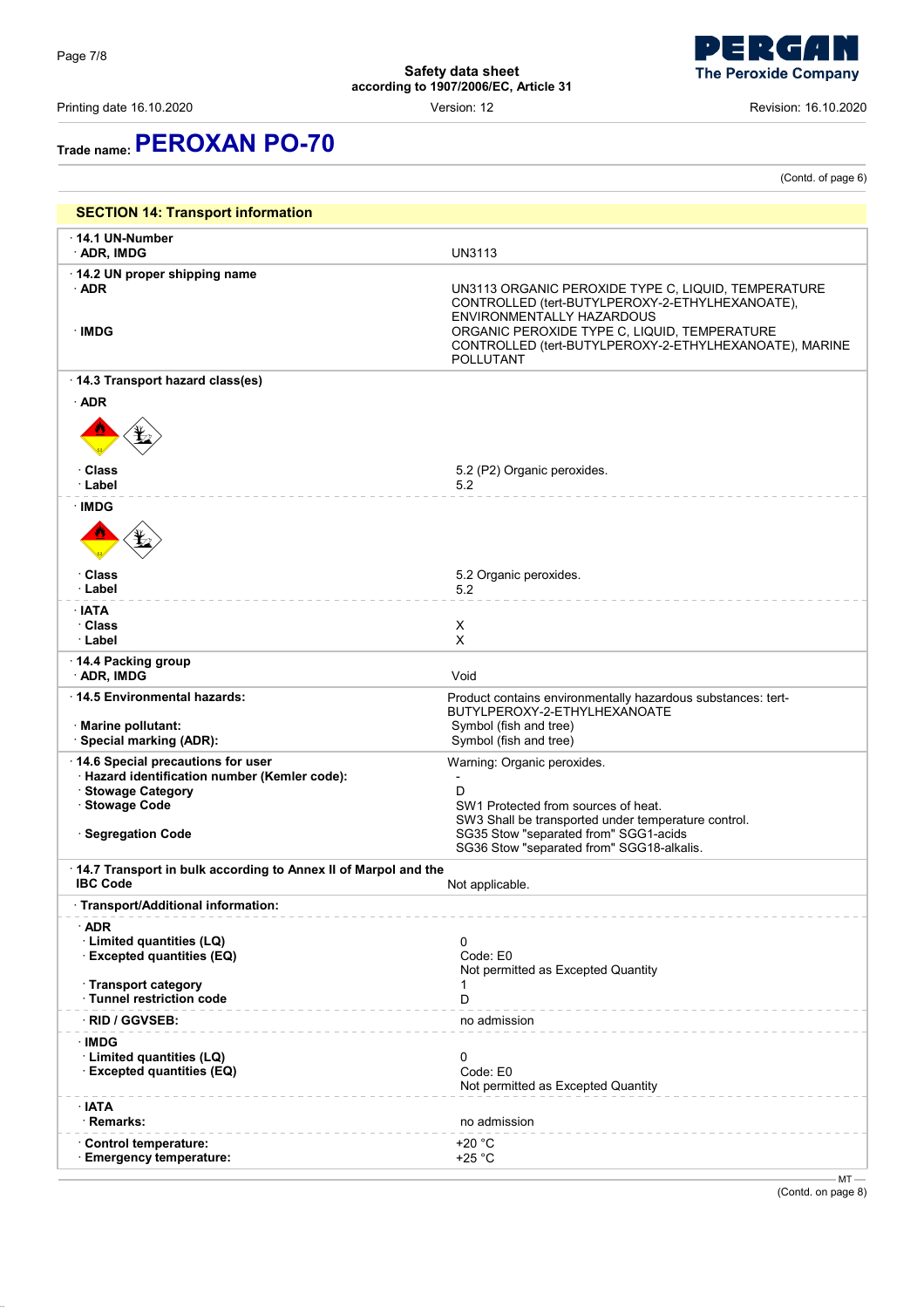# Trade name: PEROXAN PO-70

(Contd. of page 6)

## SECTION 14: Transport information

**· 14.1 UN-Number**

| | |
|---|---|
| **· ADR, IMDG** | UN3113 |

**· 14.2 UN proper shipping name**

| | |
|---|---|
| **· ADR** | UN3113 ORGANIC PEROXIDE TYPE C, LIQUID, TEMPERATURE CONTROLLED (tert-BUTYLPEROXY-2-ETHYLHEXANOATE), ENVIRONMENTALLY HAZARDOUS |
| **· IMDG** | ORGANIC PEROXIDE TYPE C, LIQUID, TEMPERATURE CONTROLLED (tert-BUTYLPEROXY-2-ETHYLHEXANOATE), MARINE POLLUTANT |

**· 14.3 Transport hazard class(es)**

**· ADR**

| | |
|---|---|
| **· Class** | 5.2 (P2) Organic peroxides. |
| **· Label** | 5.2 |

**· IMDG**

| | |
|---|---|
| **· Class** | 5.2 Organic peroxides. |
| **· Label** | 5.2 |

**· IATA**

| | |
|---|---|
| **· Class** | X |
| **· Label** | X |

**· 14.4 Packing group**

| | |
|---|---|
| **· ADR, IMDG** | Void |

| | |
|---|---|
| **· 14.5 Environmental hazards:** | Product contains environmentally hazardous substances: tert-BUTYLPEROXY-2-ETHYLHEXANOATE |
| **· Marine pollutant:** | Symbol (fish and tree) |
| **· Special marking (ADR):** | Symbol (fish and tree) |

| | |
|---|---|
| **· 14.6 Special precautions for user** | Warning: Organic peroxides. |
| **· Hazard identification number (Kemler code):** | - |
| **· Stowage Category** | D |
| **· Stowage Code** | SW1 Protected from sources of heat.<br>SW3 Shall be transported under temperature control. |
| **· Segregation Code** | SG35 Stow "separated from" SGG1-acids<br>SG36 Stow "separated from" SGG18-alkalis. |

| | |
|---|---|
| **· 14.7 Transport in bulk according to Annex II of Marpol and the IBC Code** | Not applicable. |

**· Transport/Additional information:**

**· ADR**

| | |
|---|---|
| **· Limited quantities (LQ)** | 0 |
| **· Excepted quantities (EQ)** | Code: E0<br>Not permitted as Excepted Quantity |
| **· Transport category** | 1 |
| **· Tunnel restriction code** | D |

| | |
|---|---|
| **· RID / GGVSEB:** | no admission |

**· IMDG**

| | |
|---|---|
| **· Limited quantities (LQ)** | 0 |
| **· Excepted quantities (EQ)** | Code: E0<br>Not permitted as Excepted Quantity |

**· IATA**

| | |
|---|---|
| **· Remarks:** | no admission |

| | |
|---|---|
| **· Control temperature:** | +20 °C |
| **· Emergency temperature:** | +25 °C |

(Contd. on page 8)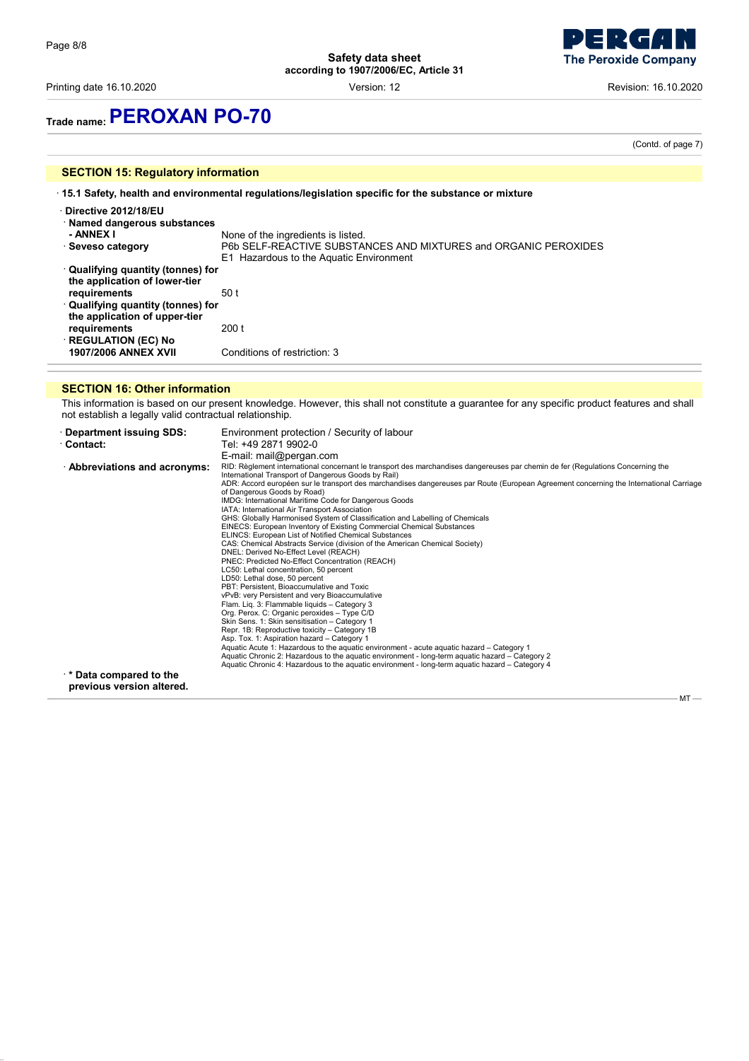# Trade name: PEROXAN PO-70

(Contd. of page 7)

## SECTION 15: Regulatory information

· **15.1 Safety, health and environmental regulations/legislation specific for the substance or mixture**

· **Directive 2012/18/EU**

| | |
|---|---|
| · **Named dangerous substances - ANNEX I** | None of the ingredients is listed. |
| · **Seveso category** | P6b SELF-REACTIVE SUBSTANCES AND MIXTURES and ORGANIC PEROXIDES<br>E1 Hazardous to the Aquatic Environment |
| · **Qualifying quantity (tonnes) for the application of lower-tier requirements** | 50 t |
| · **Qualifying quantity (tonnes) for the application of upper-tier requirements** | 200 t |
| · **REGULATION (EC) No 1907/2006 ANNEX XVII** | Conditions of restriction: 3 |

## SECTION 16: Other information

This information is based on our present knowledge. However, this shall not constitute a guarantee for any specific product features and shall not establish a legally valid contractual relationship.

· **Department issuing SDS:** Environment protection / Security of labour

· **Contact:** Tel: +49 2871 9902-0
E-mail: mail@pergan.com

· **Abbreviations and acronyms:**
RID: Règlement international concernant le transport des marchandises dangereuses par chemin de fer (Regulations Concerning the International Transport of Dangerous Goods by Rail)
ADR: Accord européen sur le transport des marchandises dangereuses par Route (European Agreement concerning the International Carriage of Dangerous Goods by Road)
IMDG: International Maritime Code for Dangerous Goods
IATA: International Air Transport Association
GHS: Globally Harmonised System of Classification and Labelling of Chemicals
EINECS: European Inventory of Existing Commercial Chemical Substances
ELINCS: European List of Notified Chemical Substances
CAS: Chemical Abstracts Service (division of the American Chemical Society)
DNEL: Derived No-Effect Level (REACH)
PNEC: Predicted No-Effect Concentration (REACH)
LC50: Lethal concentration, 50 percent
LD50: Lethal dose, 50 percent
PBT: Persistent, Bioaccumulative and Toxic
vPvB: very Persistent and very Bioaccumulative
Flam. Liq. 3: Flammable liquids – Category 3
Org. Perox. C: Organic peroxides – Type C/D
Skin Sens. 1: Skin sensitisation – Category 1
Repr. 1B: Reproductive toxicity – Category 1B
Asp. Tox. 1: Aspiration hazard – Category 1
Aquatic Acute 1: Hazardous to the aquatic environment - acute aquatic hazard – Category 1
Aquatic Chronic 2: Hazardous to the aquatic environment - long-term aquatic hazard – Category 2
Aquatic Chronic 4: Hazardous to the aquatic environment - long-term aquatic hazard – Category 4

· **\* Data compared to the previous version altered.**

MT